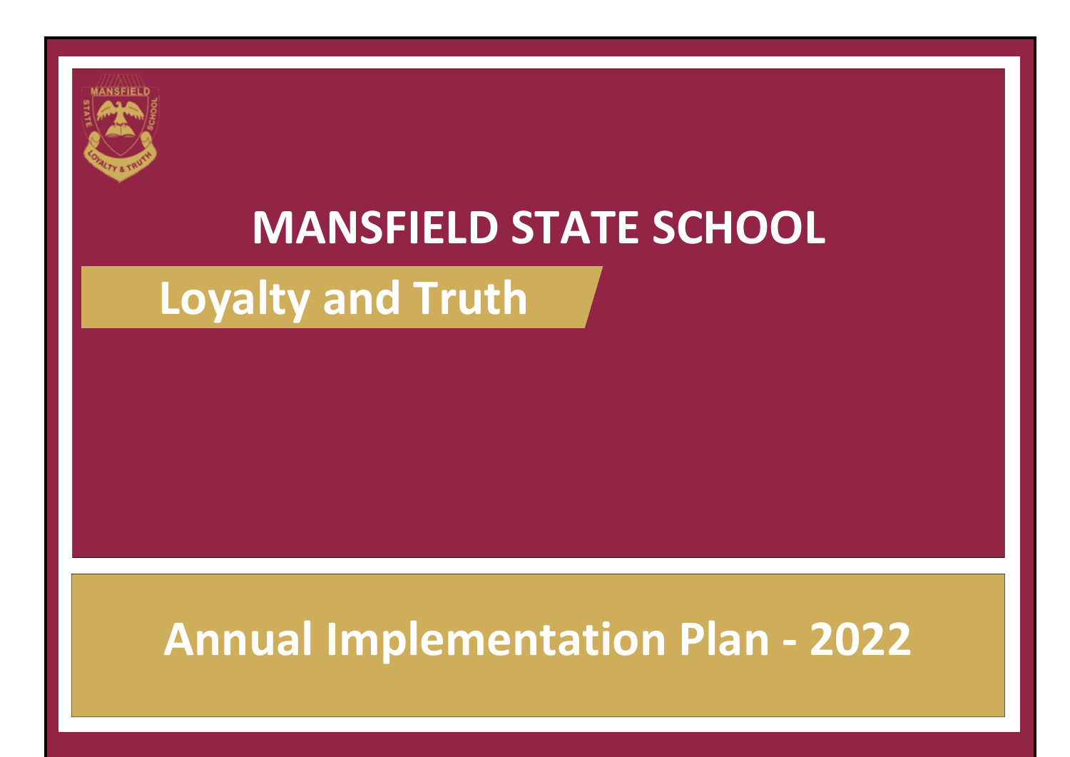# MANSFIELD STATE SCHOOL

## Loyalty and Truth

# Annual Implementation Plan - 2022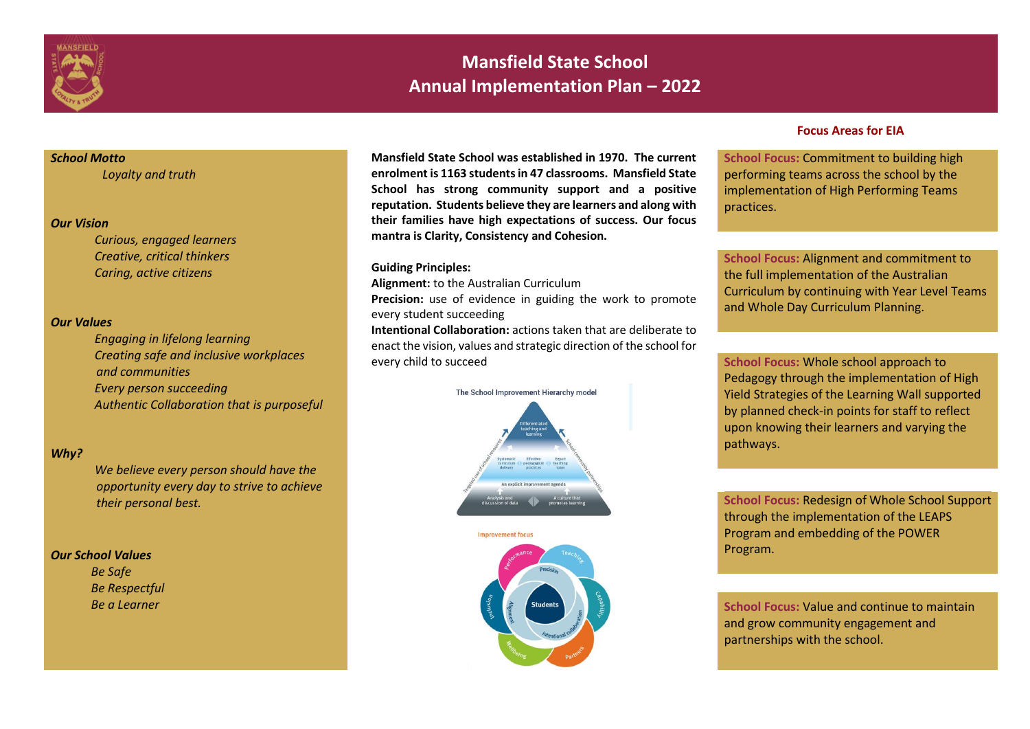# Mansfield State School
## Annual Implementation Plan – 2022

***School Motto***

*Loyalty and truth*

***Our Vision***

*Curious, engaged learners*
*Creative, critical thinkers*
*Caring, active citizens*

***Our Values***

*Engaging in lifelong learning*
*Creating safe and inclusive workplaces and communities*
*Every person succeeding*
*Authentic Collaboration that is purposeful*

***Why?***

*We believe every person should have the opportunity every day to strive to achieve their personal best.*

***Our School Values***

*Be Safe*
*Be Respectful*
*Be a Learner*

**Mansfield State School was established in 1970. The current enrolment is 1163 students in 47 classrooms. Mansfield State School has strong community support and a positive reputation. Students believe they are learners and along with their families have high expectations of success. Our focus mantra is Clarity, Consistency and Cohesion.**

**Guiding Principles:**

**Alignment:** to the Australian Curriculum

**Precision:** use of evidence in guiding the work to promote every student succeeding

**Intentional Collaboration:** actions taken that are deliberate to enact the vision, values and strategic direction of the school for every child to succeed

The School Improvement Hierarchy model

Improvement focus

### Focus Areas for EIA

**School Focus:** Commitment to building high performing teams across the school by the implementation of High Performing Teams practices.

**School Focus:** Alignment and commitment to the full implementation of the Australian Curriculum by continuing with Year Level Teams and Whole Day Curriculum Planning.

**School Focus:** Whole school approach to Pedagogy through the implementation of High Yield Strategies of the Learning Wall supported by planned check-in points for staff to reflect upon knowing their learners and varying the pathways.

**School Focus:** Redesign of Whole School Support through the implementation of the LEAPS Program and embedding of the POWER Program.

**School Focus:** Value and continue to maintain and grow community engagement and partnerships with the school.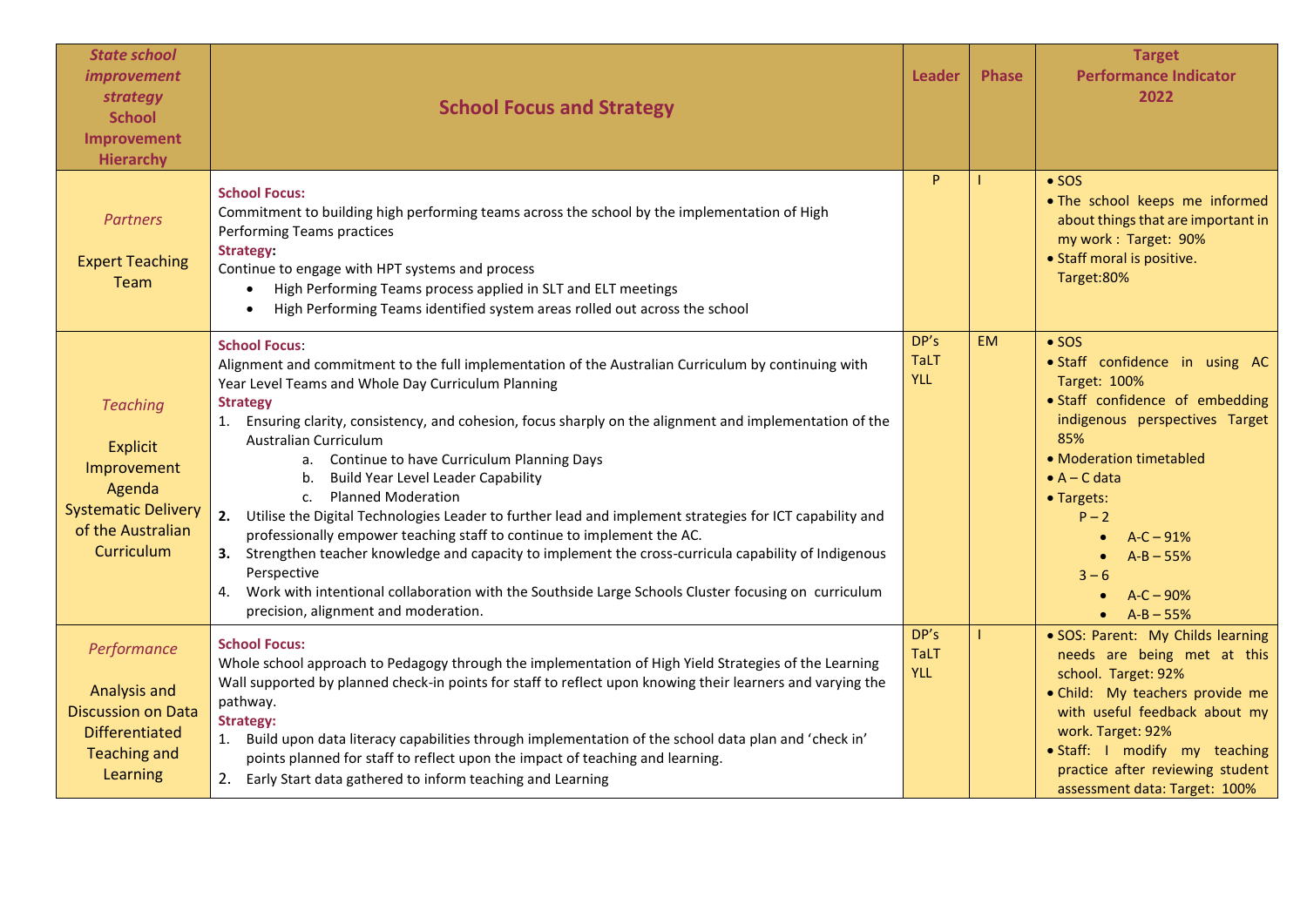| *State school improvement strategy* **School Improvement Hierarchy** | **School Focus and Strategy** | **Leader** | **Phase** | **Target Performance Indicator 2022** |
|---|---|---|---|---|
| *Partners*<br><br>Expert Teaching Team | **School Focus:**<br>Commitment to building high performing teams across the school by the implementation of High Performing Teams practices<br>**Strategy:**<br>Continue to engage with HPT systems and process<br>• High Performing Teams process applied in SLT and ELT meetings<br>• High Performing Teams identified system areas rolled out across the school | P | I | • SOS<br>• The school keeps me informed about things that are important in my work : Target: 90%<br>• Staff moral is positive. Target:80% |
| *Teaching*<br><br>Explicit Improvement Agenda<br>Systematic Delivery of the Australian Curriculum | **School Focus**:<br>Alignment and commitment to the full implementation of the Australian Curriculum by continuing with Year Level Teams and Whole Day Curriculum Planning<br>**Strategy**<br>1. Ensuring clarity, consistency, and cohesion, focus sharply on the alignment and implementation of the Australian Curriculum<br>a. Continue to have Curriculum Planning Days<br>b. Build Year Level Leader Capability<br>c. Planned Moderation<br>**2.** Utilise the Digital Technologies Leader to further lead and implement strategies for ICT capability and professionally empower teaching staff to continue to implement the AC.<br>**3.** Strengthen teacher knowledge and capacity to implement the cross-curricula capability of Indigenous Perspective<br>4. Work with intentional collaboration with the Southside Large Schools Cluster focusing on curriculum precision, alignment and moderation. | DP's<br>TaLT<br>YLL | EM | • SOS<br>• Staff confidence in using AC Target: 100%<br>• Staff confidence of embedding indigenous perspectives Target 85%<br>• Moderation timetabled<br>• A – C data<br>• Targets:<br>P – 2<br>• A-C – 91%<br>• A-B – 55%<br>3 – 6<br>• A-C – 90%<br>• A-B – 55% |
| *Performance*<br><br>Analysis and Discussion on Data<br>Differentiated Teaching and Learning | **School Focus:**<br>Whole school approach to Pedagogy through the implementation of High Yield Strategies of the Learning Wall supported by planned check-in points for staff to reflect upon knowing their learners and varying the pathway.<br>**Strategy:**<br>1. Build upon data literacy capabilities through implementation of the school data plan and 'check in' points planned for staff to reflect upon the impact of teaching and learning.<br>2. Early Start data gathered to inform teaching and Learning | DP's<br>TaLT<br>YLL | I | • SOS: Parent: My Childs learning needs are being met at this school. Target: 92%<br>• Child: My teachers provide me with useful feedback about my work. Target: 92%<br>• Staff: I modify my teaching practice after reviewing student assessment data: Target: 100% |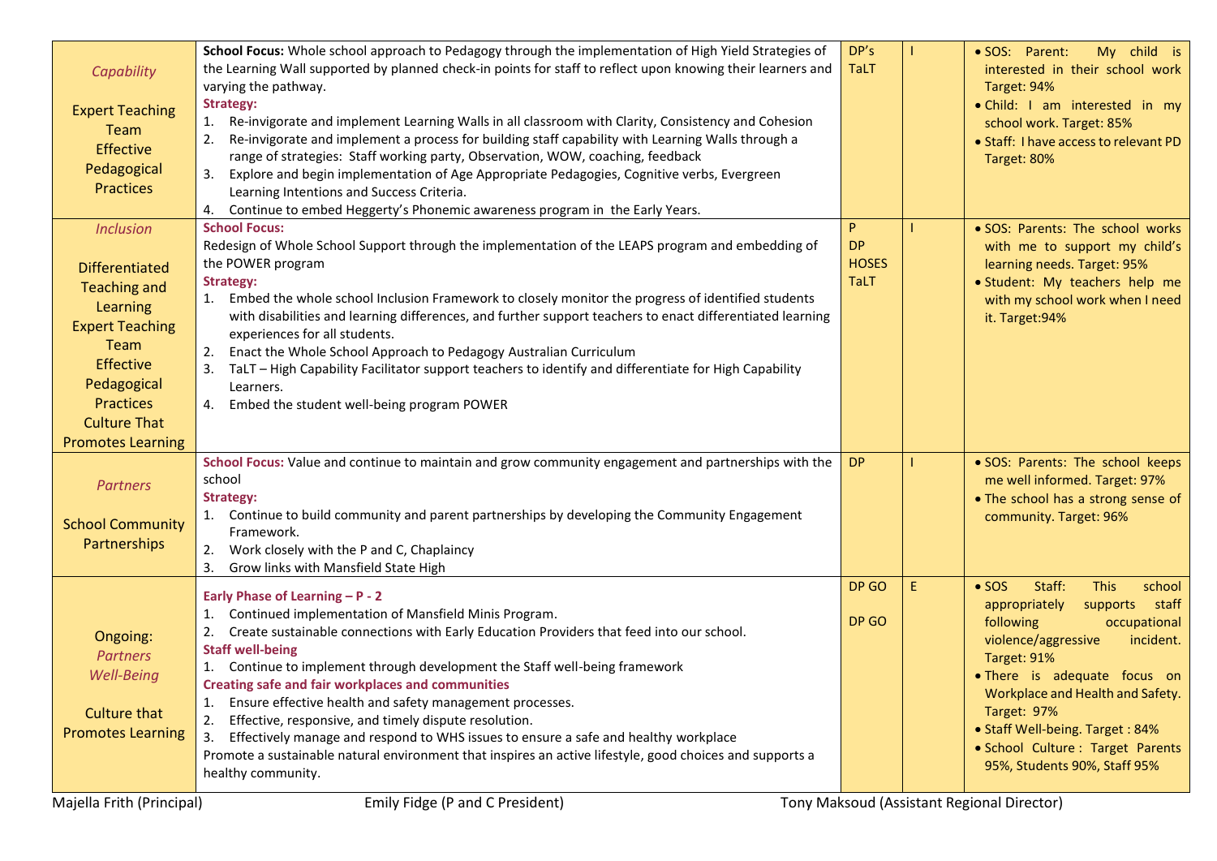| | | | | |
|---|---|---|---|---|
| *Capability*<br><br>Expert Teaching Team<br>Effective Pedagogical Practices | **School Focus:** Whole school approach to Pedagogy through the implementation of High Yield Strategies of the Learning Wall supported by planned check-in points for staff to reflect upon knowing their learners and varying the pathway.<br>**Strategy:**<br>1. Re-invigorate and implement Learning Walls in all classroom with Clarity, Consistency and Cohesion<br>2. Re-invigorate and implement a process for building staff capability with Learning Walls through a range of strategies: Staff working party, Observation, WOW, coaching, feedback<br>3. Explore and begin implementation of Age Appropriate Pedagogies, Cognitive verbs, Evergreen Learning Intentions and Success Criteria.<br>4. Continue to embed Heggerty's Phonemic awareness program in the Early Years. | DP's<br>TaLT | I | • SOS: Parent: My child is interested in their school work Target: 94%<br>• Child: I am interested in my school work. Target: 85%<br>• Staff: I have access to relevant PD Target: 80% |
| *Inclusion*<br><br>Differentiated Teaching and Learning<br>Expert Teaching Team<br>Effective Pedagogical Practices<br>Culture That Promotes Learning | **School Focus:**<br>Redesign of Whole School Support through the implementation of the LEAPS program and embedding of the POWER program<br>**Strategy:**<br>1. Embed the whole school Inclusion Framework to closely monitor the progress of identified students with disabilities and learning differences, and further support teachers to enact differentiated learning experiences for all students.<br>2. Enact the Whole School Approach to Pedagogy Australian Curriculum<br>3. TaLT – High Capability Facilitator support teachers to identify and differentiate for High Capability Learners.<br>4. Embed the student well-being program POWER | P<br>DP<br>HOSES<br>TaLT | I | • SOS: Parents: The school works with me to support my child's learning needs. Target: 95%<br>• Student: My teachers help me with my school work when I need it. Target:94% |
| *Partners*<br><br>School Community Partnerships | **School Focus:** Value and continue to maintain and grow community engagement and partnerships with the school<br>**Strategy:**<br>1. Continue to build community and parent partnerships by developing the Community Engagement Framework.<br>2. Work closely with the P and C, Chaplaincy<br>3. Grow links with Mansfield State High | DP | I | • SOS: Parents: The school keeps me well informed. Target: 97%<br>• The school has a strong sense of community. Target: 96% |
| Ongoing:<br>*Partners*<br>*Well-Being*<br><br>Culture that Promotes Learning | **Early Phase of Learning – P - 2**<br>1. Continued implementation of Mansfield Minis Program.<br>2. Create sustainable connections with Early Education Providers that feed into our school.<br>**Staff well-being**<br>1. Continue to implement through development the Staff well-being framework<br>**Creating safe and fair workplaces and communities**<br>1. Ensure effective health and safety management processes.<br>2. Effective, responsive, and timely dispute resolution.<br>3. Effectively manage and respond to WHS issues to ensure a safe and healthy workplace<br>Promote a sustainable natural environment that inspires an active lifestyle, good choices and supports a healthy community. | DP GO<br><br>DP GO | E | • SOS Staff: This school appropriately supports staff following occupational violence/aggressive incident. Target: 91%<br>• There is adequate focus on Workplace and Health and Safety. Target: 97%<br>• Staff Well-being. Target : 84%<br>• School Culture : Target Parents 95%, Students 90%, Staff 95% |

Majella Frith (Principal) Emily Fidge (P and C President) Tony Maksoud (Assistant Regional Director)